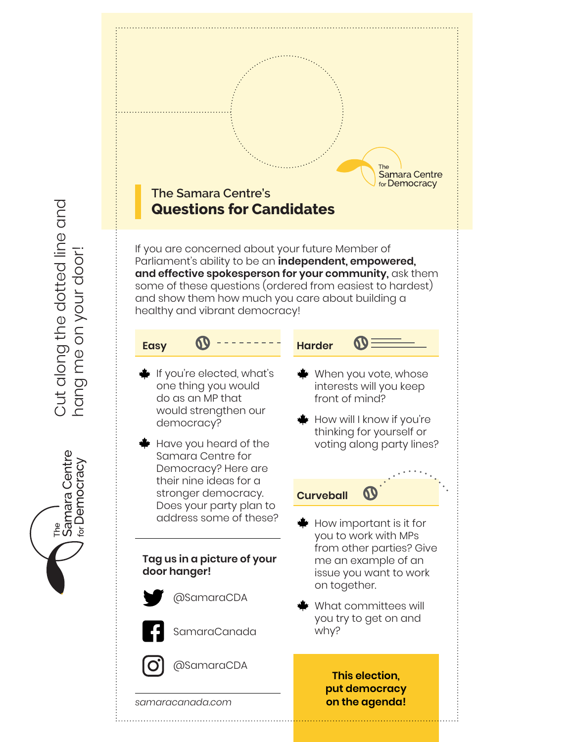Cut along the dotted line and hang me on your door!

The Samara Centre for Democracy

The Samara Centre for Democracy

## The Samara Centre's
## **Questions for Candidates**

If you are concerned about your future Member of Parliament's ability to be an **independent, empowered, and effective spokesperson for your community,** ask them some of these questions (ordered from easiest to hardest) and show them how much you care about building a healthy and vibrant democracy!

### Easy

- If you're elected, what's one thing you would do as an MP that would strengthen our democracy?
- Have you heard of the Samara Centre for Democracy? Here are their nine ideas for a stronger democracy. Does your party plan to address some of these?

### Harder

- When you vote, whose interests will you keep front of mind?
- How will I know if you're thinking for yourself or voting along party lines?

### Curveball

- How important is it for you to work with MPs from other parties? Give me an example of an issue you want to work on together.
- What committees will you try to get on and why?

**Tag us in a picture of your door hanger!**

@SamaraCDA

SamaraCanada

@SamaraCDA

*samaracanada.com*

**This election, put democracy on the agenda!**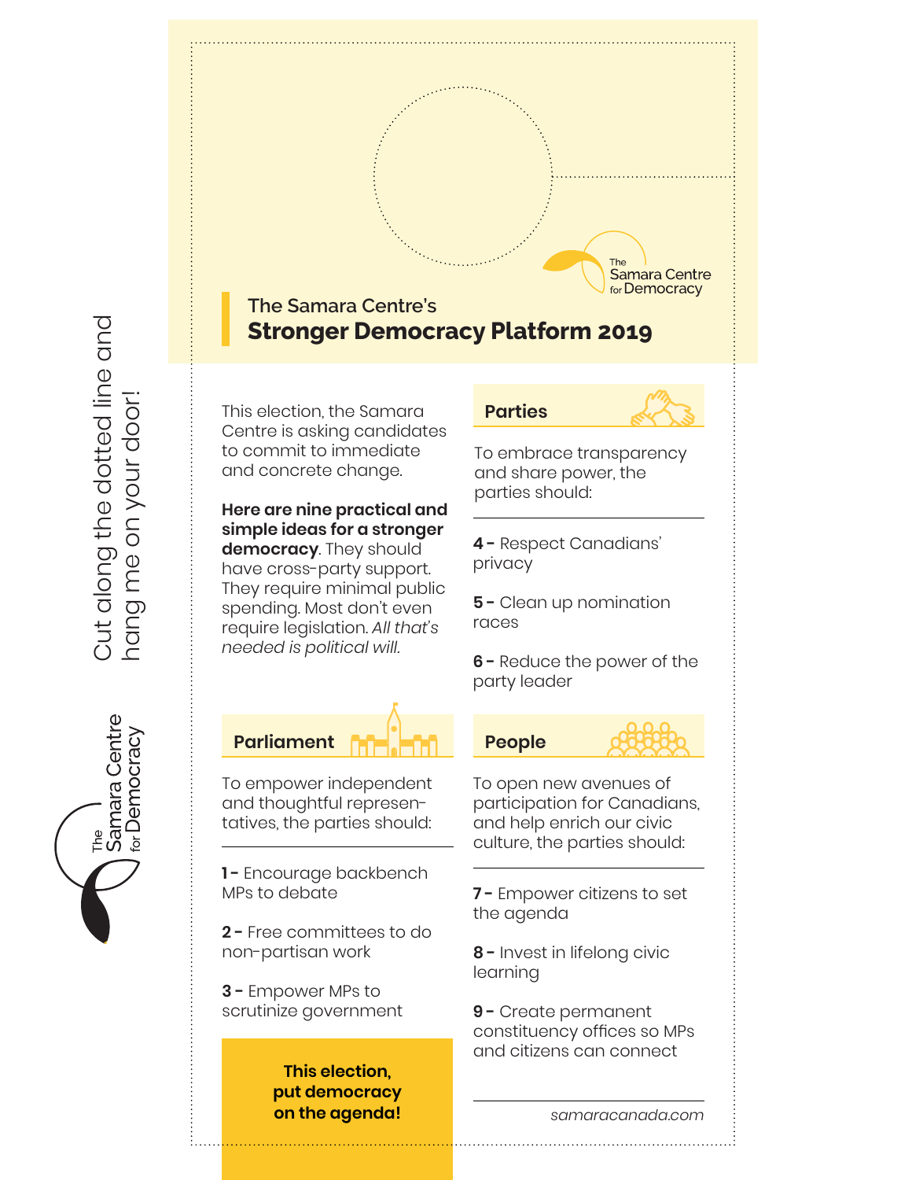The Samara Centre for Democracy

## The Samara Centre's
# Stronger Democracy Platform 2019

This election, the Samara Centre is asking candidates to commit to immediate and concrete change.

**Here are nine practical and simple ideas for a stronger democracy**. They should have cross-party support. They require minimal public spending. Most don't even require legislation. *All that's needed is political will.*

### Parliament

To empower independent and thoughtful representatives, the parties should:

**1 -** Encourage backbench MPs to debate

**2 -** Free committees to do non-partisan work

**3 -** Empower MPs to scrutinize government

### Parties

To embrace transparency and share power, the parties should:

**4 -** Respect Canadians' privacy

**5 -** Clean up nomination races

**6 -** Reduce the power of the party leader

### People

To open new avenues of participation for Canadians, and help enrich our civic culture, the parties should:

**7 -** Empower citizens to set the agenda

**8 -** Invest in lifelong civic learning

**9 -** Create permanent constituency offices so MPs and citizens can connect

**This election, put democracy on the agenda!**

*samaracanada.com*

Cut along the dotted line and hang me on your door!

The Samara Centre for Democracy